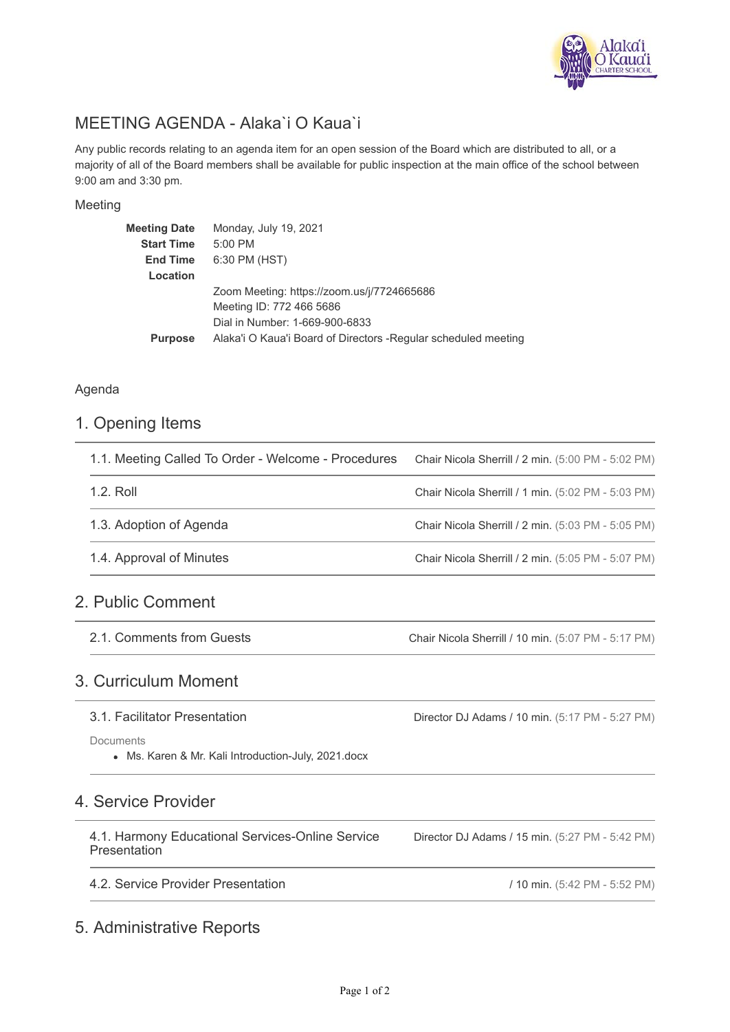# MEETING AGENDA - Alaka`i O Kaua`i

Any public records relating to an agenda item for an open session of the Board which are distributed to all, or a majority of all of the Board members shall be available for public inspection at the main office of the school between 9:00 am and 3:30 pm.

## Meeting

| | |
|---|---|
| **Meeting Date** | Monday, July 19, 2021 |
| **Start Time** | 5:00 PM |
| **End Time** | 6:30 PM (HST) |
| **Location** | Zoom Meeting: https://zoom.us/j/7724665686<br>Meeting ID: 772 466 5686<br>Dial in Number: 1-669-900-6833 |
| **Purpose** | Alaka'i O Kaua'i Board of Directors -Regular scheduled meeting |

## Agenda

## 1. Opening Items

| Item | Presenter / Duration |
|---|---|
| 1.1. Meeting Called To Order - Welcome - Procedures | Chair Nicola Sherrill / 2 min. (5:00 PM - 5:02 PM) |
| 1.2. Roll | Chair Nicola Sherrill / 1 min. (5:02 PM - 5:03 PM) |
| 1.3. Adoption of Agenda | Chair Nicola Sherrill / 2 min. (5:03 PM - 5:05 PM) |
| 1.4. Approval of Minutes | Chair Nicola Sherrill / 2 min. (5:05 PM - 5:07 PM) |

## 2. Public Comment

| Item | Presenter / Duration |
|---|---|
| 2.1. Comments from Guests | Chair Nicola Sherrill / 10 min. (5:07 PM - 5:17 PM) |

## 3. Curriculum Moment

| Item | Presenter / Duration |
|---|---|
| 3.1. Facilitator Presentation | Director DJ Adams / 10 min. (5:17 PM - 5:27 PM) |

Documents

- Ms. Karen & Mr. Kali Introduction-July, 2021.docx

## 4. Service Provider

| Item | Presenter / Duration |
|---|---|
| 4.1. Harmony Educational Services-Online Service Presentation | Director DJ Adams / 15 min. (5:27 PM - 5:42 PM) |
| 4.2. Service Provider Presentation | / 10 min. (5:42 PM - 5:52 PM) |

## 5. Administrative Reports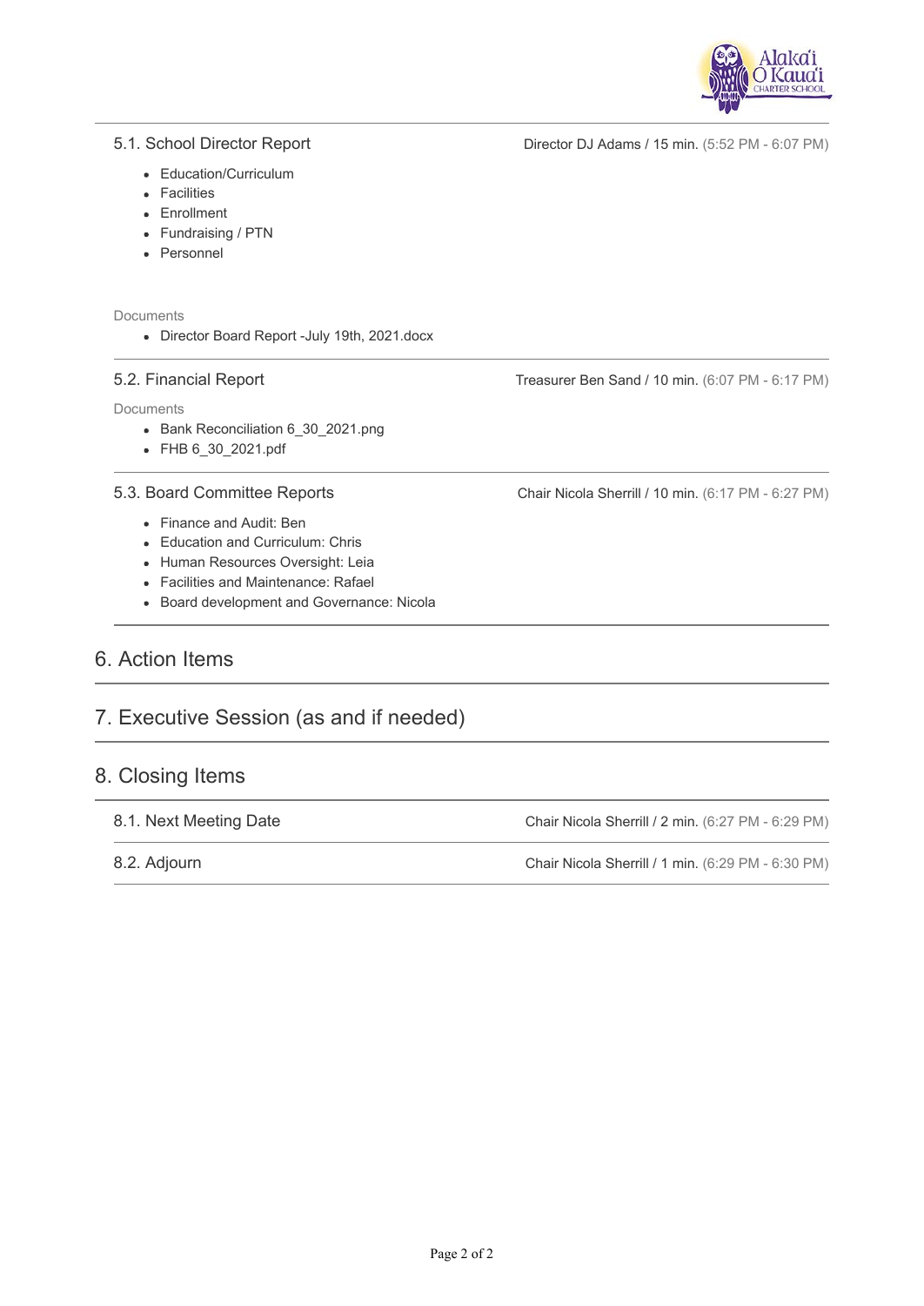### 5.1. School Director Report

Director DJ Adams / 15 min. (5:52 PM - 6:07 PM)

- Education/Curriculum
- Facilities
- Enrollment
- Fundraising / PTN
- Personnel

Documents

- Director Board Report -July 19th, 2021.docx

### 5.2. Financial Report

Treasurer Ben Sand / 10 min. (6:07 PM - 6:17 PM)

Documents

- Bank Reconciliation 6_30_2021.png
- FHB 6_30_2021.pdf

### 5.3. Board Committee Reports

Chair Nicola Sherrill / 10 min. (6:17 PM - 6:27 PM)

- Finance and Audit: Ben
- Education and Curriculum: Chris
- Human Resources Oversight: Leia
- Facilities and Maintenance: Rafael
- Board development and Governance: Nicola

## 6. Action Items

## 7. Executive Session (as and if needed)

## 8. Closing Items

### 8.1. Next Meeting Date

Chair Nicola Sherrill / 2 min. (6:27 PM - 6:29 PM)

### 8.2. Adjourn

Chair Nicola Sherrill / 1 min. (6:29 PM - 6:30 PM)